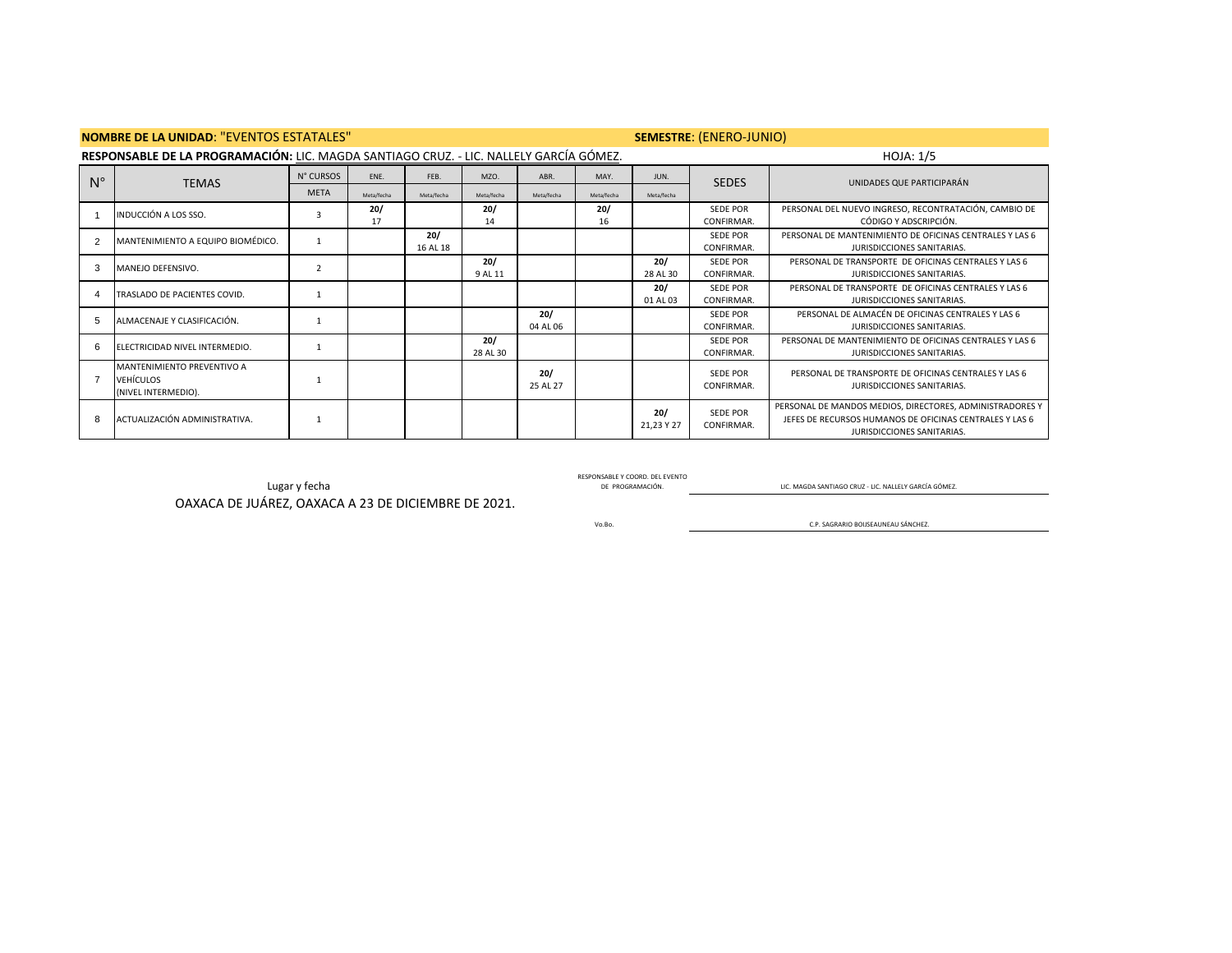**NOMBRE DE LA UNIDAD**: "EVENTOS ESTATALES" **SEMESTRE**: (ENERO-JUNIO)

**RESPONSABLE DE LA PROGRAMACIÓN:** LIC. MAGDA SANTIAGO CRUZ. - LIC. NALLELY GARCÍA GÓMEZ. HOJA: 1/5

| N° | TEMAS | N° CURSOS | ENE. | FEB. | MZO. | ABR. | MAY. | JUN. | SEDES | UNIDADES QUE PARTICIPARÁN |
|---|---|---|---|---|---|---|---|---|---|---|
| | | META | Meta/fecha | Meta/fecha | Meta/fecha | Meta/fecha | Meta/fecha | Meta/fecha | | |
| 1 | INDUCCIÓN A LOS SSO. | 3 | **20/** 17 | | **20/** 14 | | **20/** 16 | | SEDE POR CONFIRMAR. | PERSONAL DEL NUEVO INGRESO, RECONTRATACIÓN, CAMBIO DE CÓDIGO Y ADSCRIPCIÓN. |
| 2 | MANTENIMIENTO A EQUIPO BIOMÉDICO. | 1 | | **20/** 16 AL 18 | | | | | SEDE POR CONFIRMAR. | PERSONAL DE MANTENIMIENTO DE OFICINAS CENTRALES Y LAS 6 JURISDICCIONES SANITARIAS. |
| 3 | MANEJO DEFENSIVO. | 2 | | | **20/** 9 AL 11 | | | **20/** 28 AL 30 | SEDE POR CONFIRMAR. | PERSONAL DE TRANSPORTE DE OFICINAS CENTRALES Y LAS 6 JURISDICCIONES SANITARIAS. |
| 4 | TRASLADO DE PACIENTES COVID. | 1 | | | | | | **20/** 01 AL 03 | SEDE POR CONFIRMAR. | PERSONAL DE TRANSPORTE DE OFICINAS CENTRALES Y LAS 6 JURISDICCIONES SANITARIAS. |
| 5 | ALMACENAJE Y CLASIFICACIÓN. | 1 | | | | **20/** 04 AL 06 | | | SEDE POR CONFIRMAR. | PERSONAL DE ALMACÉN DE OFICINAS CENTRALES Y LAS 6 JURISDICCIONES SANITARIAS. |
| 6 | ELECTRICIDAD NIVEL INTERMEDIO. | 1 | | | **20/** 28 AL 30 | | | | SEDE POR CONFIRMAR. | PERSONAL DE MANTENIMIENTO DE OFICINAS CENTRALES Y LAS 6 JURISDICCIONES SANITARIAS. |
| 7 | MANTENIMIENTO PREVENTIVO A VEHÍCULOS (NIVEL INTERMEDIO). | 1 | | | | **20/** 25 AL 27 | | | SEDE POR CONFIRMAR. | PERSONAL DE TRANSPORTE DE OFICINAS CENTRALES Y LAS 6 JURISDICCIONES SANITARIAS. |
| 8 | ACTUALIZACIÓN ADMINISTRATIVA. | 1 | | | | | | **20/** 21,23 Y 27 | SEDE POR CONFIRMAR. | PERSONAL DE MANDOS MEDIOS, DIRECTORES, ADMINISTRADORES Y JEFES DE RECURSOS HUMANOS DE OFICINAS CENTRALES Y LAS 6 JURISDICCIONES SANITARIAS. |

Lugar y fecha

OAXACA DE JUÁREZ, OAXACA A 23 DE DICIEMBRE DE 2021.

RESPONSABLE Y COORD. DEL EVENTO DE PROGRAMACIÓN. LIC. MAGDA SANTIAGO CRUZ - LIC. NALLELY GARCÍA GÓMEZ.

Vo.Bo. C.P. SAGRARIO BOIJSEAUNEAU SÁNCHEZ.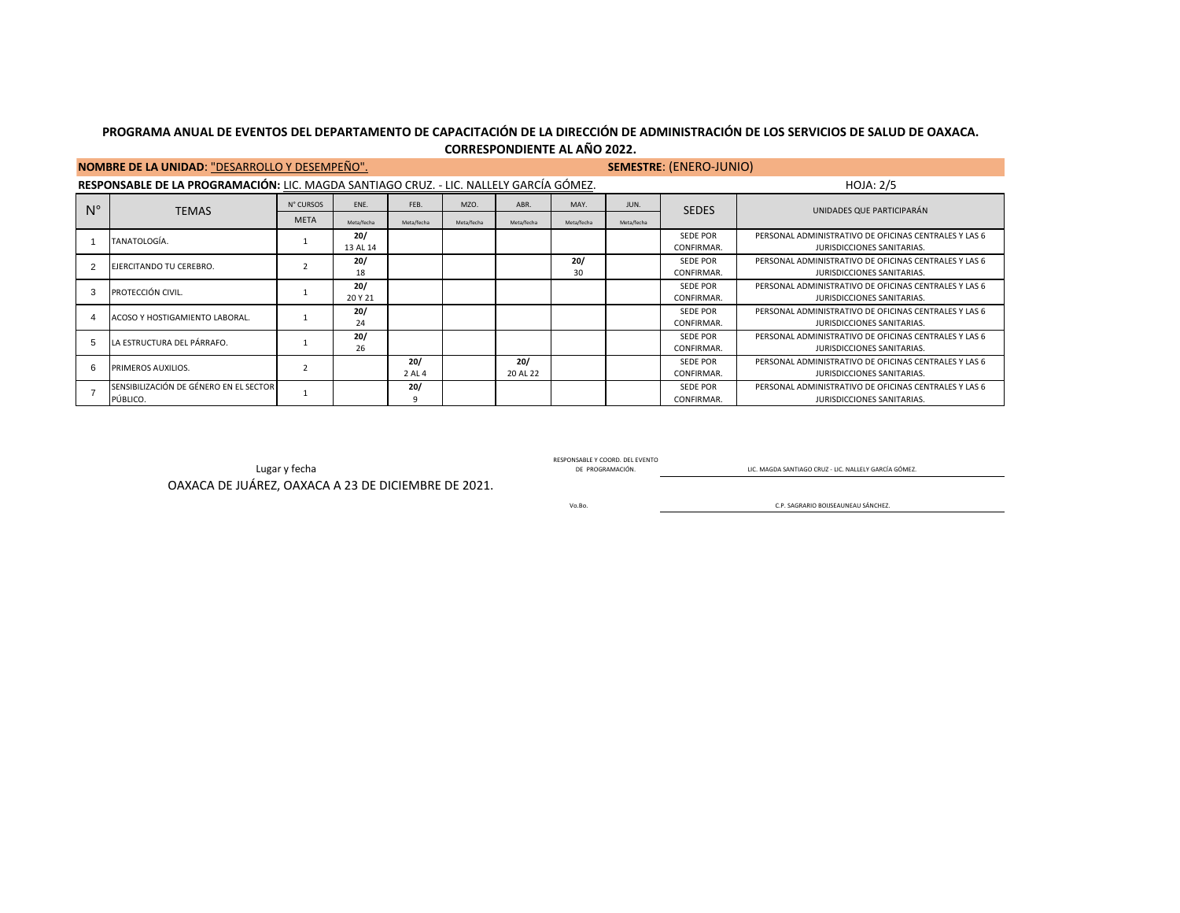**PROGRAMA ANUAL DE EVENTOS DEL DEPARTAMENTO DE CAPACITACIÓN DE LA DIRECCIÓN DE ADMINISTRACIÓN DE LOS SERVICIOS DE SALUD DE OAXACA.**
**CORRESPONDIENTE AL AÑO 2022.**

**NOMBRE DE LA UNIDAD**: "DESARROLLO Y DESEMPEÑO". **SEMESTRE**: (ENERO-JUNIO)

**RESPONSABLE DE LA PROGRAMACIÓN:** LIC. MAGDA SANTIAGO CRUZ. - LIC. NALLELY GARCÍA GÓMEZ. HOJA: 2/5

| N° | TEMAS | N° CURSOS | ENE. | FEB. | MZO. | ABR. | MAY. | JUN. | SEDES | UNIDADES QUE PARTICIPARÁN |
|---|---|---|---|---|---|---|---|---|---|---|
| | | META | Meta/fecha | Meta/fecha | Meta/fecha | Meta/fecha | Meta/fecha | Meta/fecha | | |
| 1 | TANATOLOGÍA. | 1 | **20/** 13 AL 14 | | | | | | SEDE POR CONFIRMAR. | PERSONAL ADMINISTRATIVO DE OFICINAS CENTRALES Y LAS 6 JURISDICCIONES SANITARIAS. |
| 2 | EJERCITANDO TU CEREBRO. | 2 | **20/** 18 | | | | **20/** 30 | | SEDE POR CONFIRMAR. | PERSONAL ADMINISTRATIVO DE OFICINAS CENTRALES Y LAS 6 JURISDICCIONES SANITARIAS. |
| 3 | PROTECCIÓN CIVIL. | 1 | **20/** 20 Y 21 | | | | | | SEDE POR CONFIRMAR. | PERSONAL ADMINISTRATIVO DE OFICINAS CENTRALES Y LAS 6 JURISDICCIONES SANITARIAS. |
| 4 | ACOSO Y HOSTIGAMIENTO LABORAL. | 1 | **20/** 24 | | | | | | SEDE POR CONFIRMAR. | PERSONAL ADMINISTRATIVO DE OFICINAS CENTRALES Y LAS 6 JURISDICCIONES SANITARIAS. |
| 5 | LA ESTRUCTURA DEL PÁRRAFO. | 1 | **20/** 26 | | | | | | SEDE POR CONFIRMAR. | PERSONAL ADMINISTRATIVO DE OFICINAS CENTRALES Y LAS 6 JURISDICCIONES SANITARIAS. |
| 6 | PRIMEROS AUXILIOS. | 2 | | **20/** 2 AL 4 | | **20/** 20 AL 22 | | | SEDE POR CONFIRMAR. | PERSONAL ADMINISTRATIVO DE OFICINAS CENTRALES Y LAS 6 JURISDICCIONES SANITARIAS. |
| 7 | SENSIBILIZACIÓN DE GÉNERO EN EL SECTOR PÚBLICO. | 1 | | **20/** 9 | | | | | SEDE POR CONFIRMAR. | PERSONAL ADMINISTRATIVO DE OFICINAS CENTRALES Y LAS 6 JURISDICCIONES SANITARIAS. |

Lugar y fecha
OAXACA DE JUÁREZ, OAXACA A 23 DE DICIEMBRE DE 2021.

RESPONSABLE Y COORD. DEL EVENTO DE PROGRAMACIÓN. LIC. MAGDA SANTIAGO CRUZ - LIC. NALLELY GARCÍA GÓMEZ.

Vo.Bo. C.P. SAGRARIO BOIJSEAUNEAU SÁNCHEZ.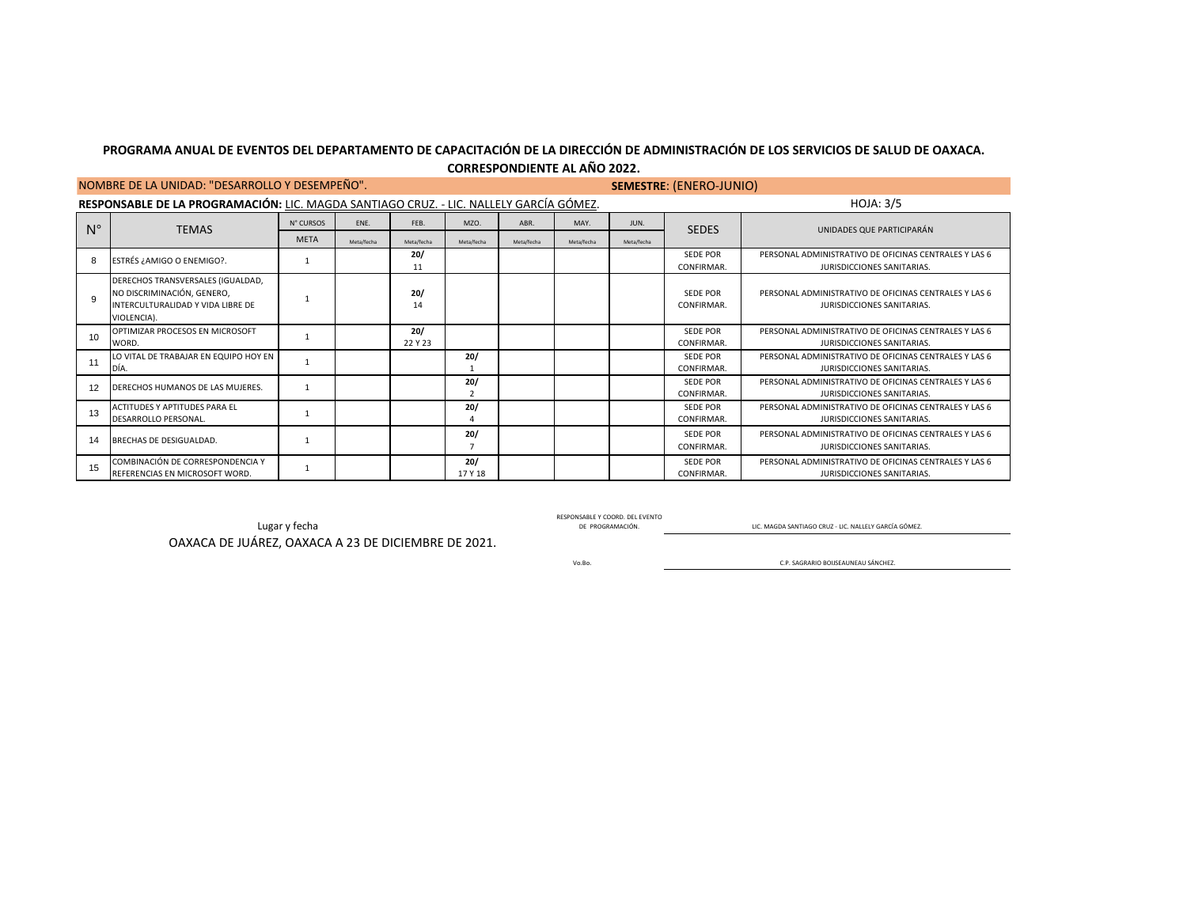**PROGRAMA ANUAL DE EVENTOS DEL DEPARTAMENTO DE CAPACITACIÓN DE LA DIRECCIÓN DE ADMINISTRACIÓN DE LOS SERVICIOS DE SALUD DE OAXACA.**

**CORRESPONDIENTE AL AÑO 2022.**

NOMBRE DE LA UNIDAD: "DESARROLLO Y DESEMPEÑO". **SEMESTRE**: (ENERO-JUNIO)

**RESPONSABLE DE LA PROGRAMACIÓN:** LIC. MAGDA SANTIAGO CRUZ. - LIC. NALLELY GARCÍA GÓMEZ. HOJA: 3/5

| N° | TEMAS | N° CURSOS | ENE. | FEB. | MZO. | ABR. | MAY. | JUN. | SEDES | UNIDADES QUE PARTICIPARÁN |
|---|---|---|---|---|---|---|---|---|---|---|
| | | META | Meta/fecha | Meta/fecha | Meta/fecha | Meta/fecha | Meta/fecha | Meta/fecha | | |
| 8 | ESTRÉS ¿AMIGO O ENEMIGO?. | 1 | | **20/** 11 | | | | | SEDE POR CONFIRMAR. | PERSONAL ADMINISTRATIVO DE OFICINAS CENTRALES Y LAS 6 JURISDICCIONES SANITARIAS. |
| 9 | DERECHOS TRANSVERSALES (IGUALDAD, NO DISCRIMINACIÓN, GENERO, INTERCULTURALIDAD Y VIDA LIBRE DE VIOLENCIA). | 1 | | **20/** 14 | | | | | SEDE POR CONFIRMAR. | PERSONAL ADMINISTRATIVO DE OFICINAS CENTRALES Y LAS 6 JURISDICCIONES SANITARIAS. |
| 10 | OPTIMIZAR PROCESOS EN MICROSOFT WORD. | 1 | | **20/** 22 Y 23 | | | | | SEDE POR CONFIRMAR. | PERSONAL ADMINISTRATIVO DE OFICINAS CENTRALES Y LAS 6 JURISDICCIONES SANITARIAS. |
| 11 | LO VITAL DE TRABAJAR EN EQUIPO HOY EN DÍA. | 1 | | | **20/** 1 | | | | SEDE POR CONFIRMAR. | PERSONAL ADMINISTRATIVO DE OFICINAS CENTRALES Y LAS 6 JURISDICCIONES SANITARIAS. |
| 12 | DERECHOS HUMANOS DE LAS MUJERES. | 1 | | | **20/** 2 | | | | SEDE POR CONFIRMAR. | PERSONAL ADMINISTRATIVO DE OFICINAS CENTRALES Y LAS 6 JURISDICCIONES SANITARIAS. |
| 13 | ACTITUDES Y APTITUDES PARA EL DESARROLLO PERSONAL. | 1 | | | **20/** 4 | | | | SEDE POR CONFIRMAR. | PERSONAL ADMINISTRATIVO DE OFICINAS CENTRALES Y LAS 6 JURISDICCIONES SANITARIAS. |
| 14 | BRECHAS DE DESIGUALDAD. | 1 | | | **20/** 7 | | | | SEDE POR CONFIRMAR. | PERSONAL ADMINISTRATIVO DE OFICINAS CENTRALES Y LAS 6 JURISDICCIONES SANITARIAS. |
| 15 | COMBINACIÓN DE CORRESPONDENCIA Y REFERENCIAS EN MICROSOFT WORD. | 1 | | | **20/** 17 Y 18 | | | | SEDE POR CONFIRMAR. | PERSONAL ADMINISTRATIVO DE OFICINAS CENTRALES Y LAS 6 JURISDICCIONES SANITARIAS. |

Lugar y fecha

OAXACA DE JUÁREZ, OAXACA A 23 DE DICIEMBRE DE 2021.

RESPONSABLE Y COORD. DEL EVENTO DE PROGRAMACIÓN. LIC. MAGDA SANTIAGO CRUZ - LIC. NALLELY GARCÍA GÓMEZ.

Vo.Bo. C.P. SAGRARIO BOIJSEAUNEAU SÁNCHEZ.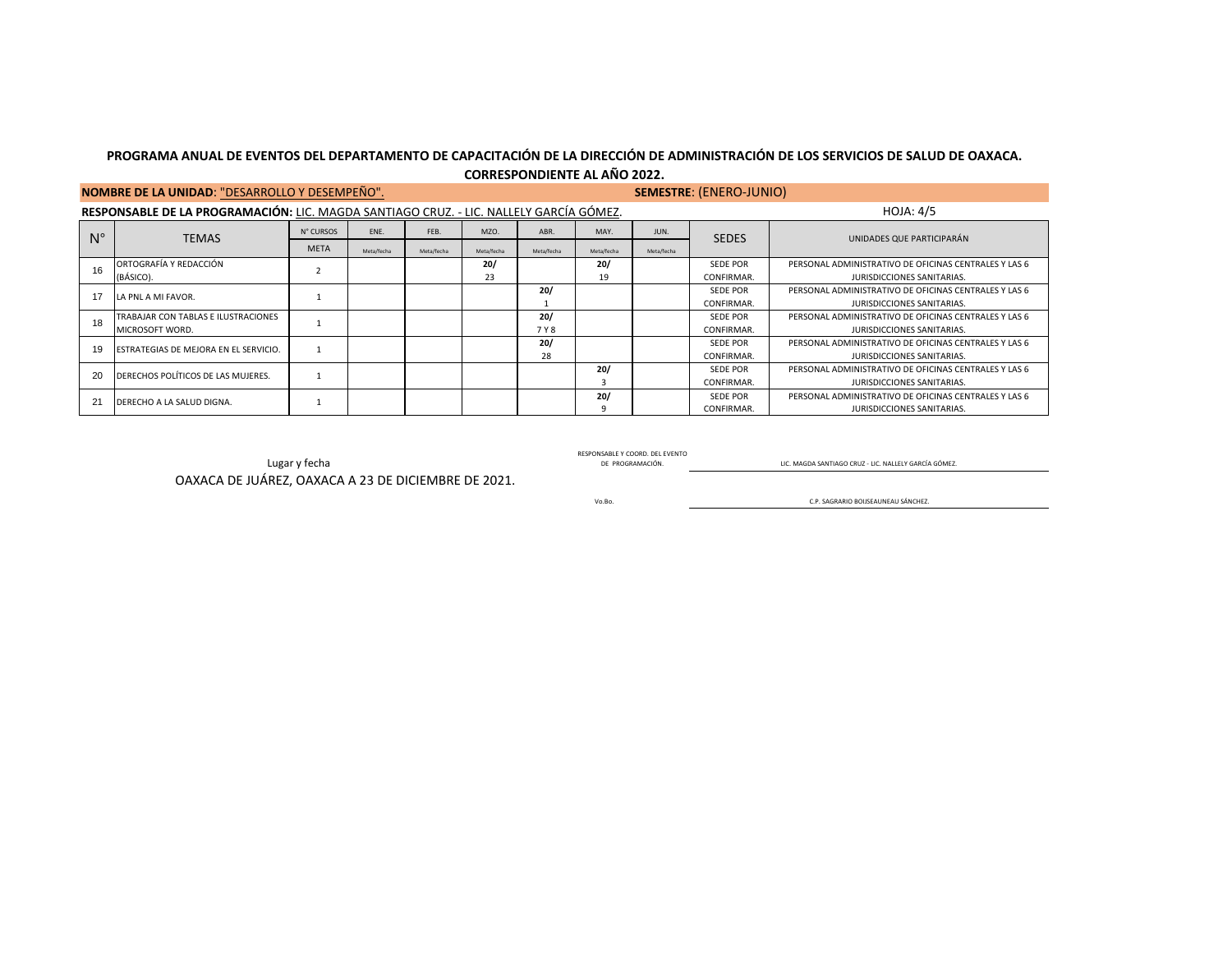**PROGRAMA ANUAL DE EVENTOS DEL DEPARTAMENTO DE CAPACITACIÓN DE LA DIRECCIÓN DE ADMINISTRACIÓN DE LOS SERVICIOS DE SALUD DE OAXACA.**

**CORRESPONDIENTE AL AÑO 2022.**

**NOMBRE DE LA UNIDAD**: "DESARROLLO Y DESEMPEÑO". **SEMESTRE**: (ENERO-JUNIO)

**RESPONSABLE DE LA PROGRAMACIÓN:** LIC. MAGDA SANTIAGO CRUZ. - LIC. NALLELY GARCÍA GÓMEZ. HOJA: 4/5

| N° | TEMAS | N° CURSOS | ENE. | FEB. | MZO. | ABR. | MAY. | JUN. | SEDES | UNIDADES QUE PARTICIPARÁN |
|---|---|---|---|---|---|---|---|---|---|---|
| | | META | Meta/fecha | Meta/fecha | Meta/fecha | Meta/fecha | Meta/fecha | Meta/fecha | | |
| 16 | ORTOGRAFÍA Y REDACCIÓN (BÁSICO). | 2 | | | **20/** 23 | | **20/** 19 | | SEDE POR CONFIRMAR. | PERSONAL ADMINISTRATIVO DE OFICINAS CENTRALES Y LAS 6 JURISDICCIONES SANITARIAS. |
| 17 | LA PNL A MI FAVOR. | 1 | | | | **20/** 1 | | | SEDE POR CONFIRMAR. | PERSONAL ADMINISTRATIVO DE OFICINAS CENTRALES Y LAS 6 JURISDICCIONES SANITARIAS. |
| 18 | TRABAJAR CON TABLAS E ILUSTRACIONES MICROSOFT WORD. | 1 | | | | **20/** 7 Y 8 | | | SEDE POR CONFIRMAR. | PERSONAL ADMINISTRATIVO DE OFICINAS CENTRALES Y LAS 6 JURISDICCIONES SANITARIAS. |
| 19 | ESTRATEGIAS DE MEJORA EN EL SERVICIO. | 1 | | | | **20/** 28 | | | SEDE POR CONFIRMAR. | PERSONAL ADMINISTRATIVO DE OFICINAS CENTRALES Y LAS 6 JURISDICCIONES SANITARIAS. |
| 20 | DERECHOS POLÍTICOS DE LAS MUJERES. | 1 | | | | | **20/** 3 | | SEDE POR CONFIRMAR. | PERSONAL ADMINISTRATIVO DE OFICINAS CENTRALES Y LAS 6 JURISDICCIONES SANITARIAS. |
| 21 | DERECHO A LA SALUD DIGNA. | 1 | | | | | **20/** 9 | | SEDE POR CONFIRMAR. | PERSONAL ADMINISTRATIVO DE OFICINAS CENTRALES Y LAS 6 JURISDICCIONES SANITARIAS. |

Lugar y fecha

OAXACA DE JUÁREZ, OAXACA A 23 DE DICIEMBRE DE 2021.

RESPONSABLE Y COORD. DEL EVENTO DE PROGRAMACIÓN. LIC. MAGDA SANTIAGO CRUZ - LIC. NALLELY GARCÍA GÓMEZ.

Vo.Bo. C.P. SAGRARIO BOIJSEAUNEAU SÁNCHEZ.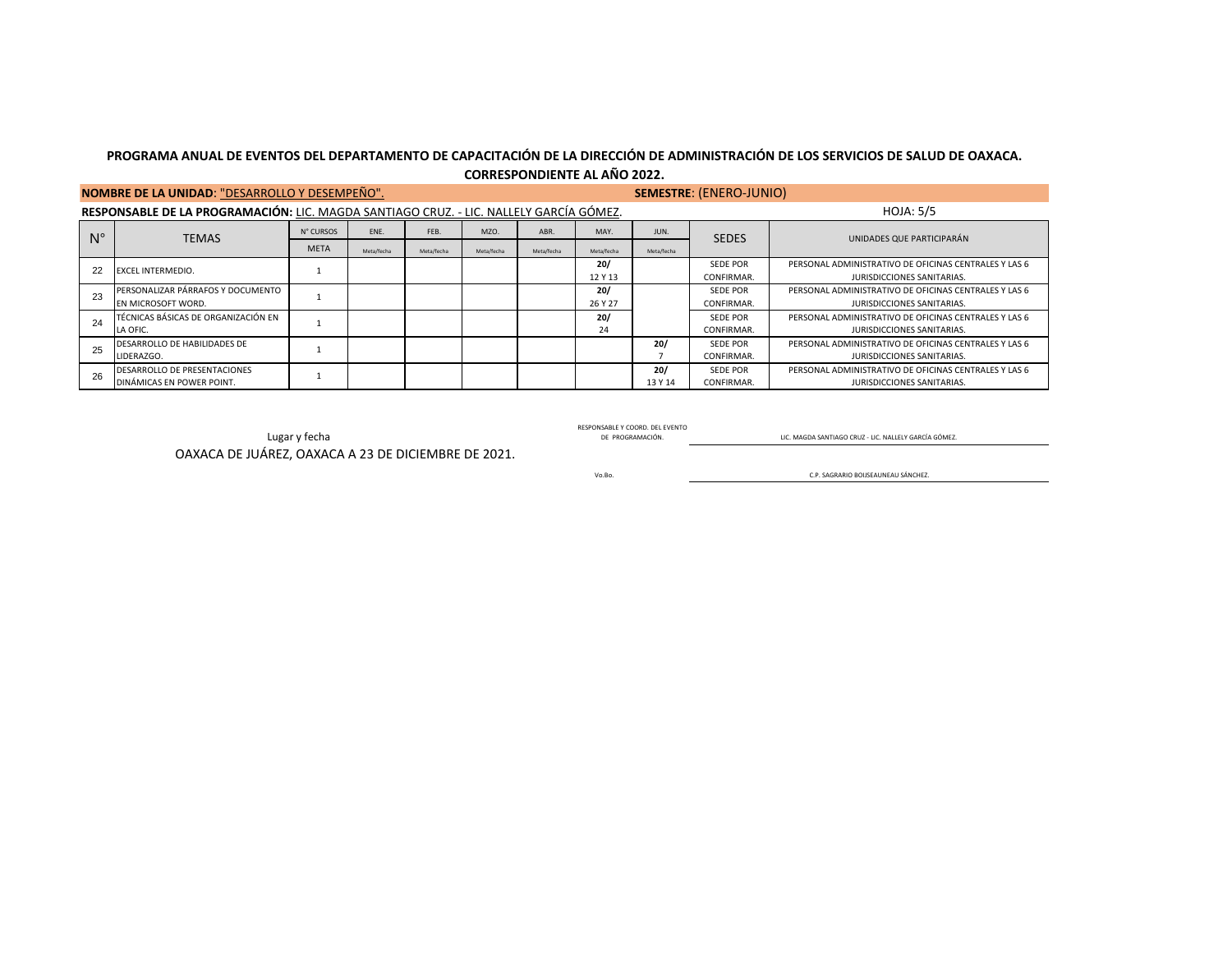**PROGRAMA ANUAL DE EVENTOS DEL DEPARTAMENTO DE CAPACITACIÓN DE LA DIRECCIÓN DE ADMINISTRACIÓN DE LOS SERVICIOS DE SALUD DE OAXACA.**
**CORRESPONDIENTE AL AÑO 2022.**

**NOMBRE DE LA UNIDAD**: "DESARROLLO Y DESEMPEÑO". **SEMESTRE**: (ENERO-JUNIO)

**RESPONSABLE DE LA PROGRAMACIÓN:** LIC. MAGDA SANTIAGO CRUZ. - LIC. NALLELY GARCÍA GÓMEZ. HOJA: 5/5

| N° | TEMAS | N° CURSOS META | ENE. Meta/fecha | FEB. Meta/fecha | MZO. Meta/fecha | ABR. Meta/fecha | MAY. Meta/fecha | JUN. Meta/fecha | SEDES | UNIDADES QUE PARTICIPARÁN |
|---|---|---|---|---|---|---|---|---|---|---|
| 22 | EXCEL INTERMEDIO. | 1 | | | | | **20/** 12 Y 13 | | SEDE POR CONFIRMAR. | PERSONAL ADMINISTRATIVO DE OFICINAS CENTRALES Y LAS 6 JURISDICCIONES SANITARIAS. |
| 23 | PERSONALIZAR PÁRRAFOS Y DOCUMENTO EN MICROSOFT WORD. | 1 | | | | | **20/** 26 Y 27 | | SEDE POR CONFIRMAR. | PERSONAL ADMINISTRATIVO DE OFICINAS CENTRALES Y LAS 6 JURISDICCIONES SANITARIAS. |
| 24 | TÉCNICAS BÁSICAS DE ORGANIZACIÓN EN LA OFIC. | 1 | | | | | **20/** 24 | | SEDE POR CONFIRMAR. | PERSONAL ADMINISTRATIVO DE OFICINAS CENTRALES Y LAS 6 JURISDICCIONES SANITARIAS. |
| 25 | DESARROLLO DE HABILIDADES DE LIDERAZGO. | 1 | | | | | | **20/** 7 | SEDE POR CONFIRMAR. | PERSONAL ADMINISTRATIVO DE OFICINAS CENTRALES Y LAS 6 JURISDICCIONES SANITARIAS. |
| 26 | DESARROLLO DE PRESENTACIONES DINÁMICAS EN POWER POINT. | 1 | | | | | | **20/** 13 Y 14 | SEDE POR CONFIRMAR. | PERSONAL ADMINISTRATIVO DE OFICINAS CENTRALES Y LAS 6 JURISDICCIONES SANITARIAS. |

Lugar y fecha

OAXACA DE JUÁREZ, OAXACA A 23 DE DICIEMBRE DE 2021.

RESPONSABLE Y COORD. DEL EVENTO DE PROGRAMACIÓN. LIC. MAGDA SANTIAGO CRUZ - LIC. NALLELY GARCÍA GÓMEZ.

Vo.Bo. C.P. SAGRARIO BOIJSEAUNEAU SÁNCHEZ.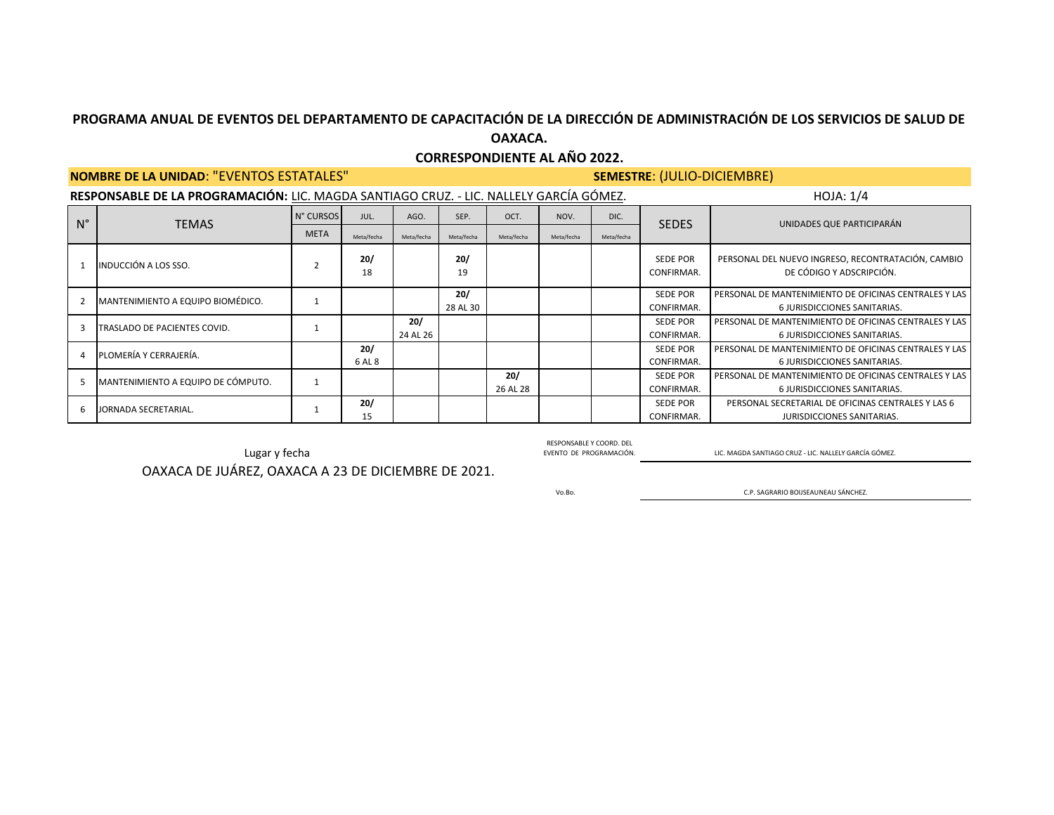**PROGRAMA ANUAL DE EVENTOS DEL DEPARTAMENTO DE CAPACITACIÓN DE LA DIRECCIÓN DE ADMINISTRACIÓN DE LOS SERVICIOS DE SALUD DE OAXACA.**

**CORRESPONDIENTE AL AÑO 2022.**

**NOMBRE DE LA UNIDAD**: "EVENTOS ESTATALES" **SEMESTRE**: (JULIO-DICIEMBRE)

**RESPONSABLE DE LA PROGRAMACIÓN:** LIC. MAGDA SANTIAGO CRUZ. - LIC. NALLELY GARCÍA GÓMEZ. HOJA: 1/4

| N° | TEMAS | N° CURSOS | JUL. | AGO. | SEP. | OCT. | NOV. | DIC. | SEDES | UNIDADES QUE PARTICIPARÁN |
|---|---|---|---|---|---|---|---|---|---|---|
| | | META | Meta/fecha | Meta/fecha | Meta/fecha | Meta/fecha | Meta/fecha | Meta/fecha | | |
| 1 | INDUCCIÓN A LOS SSO. | 2 | **20/** 18 | | **20/** 19 | | | | SEDE POR CONFIRMAR. | PERSONAL DEL NUEVO INGRESO, RECONTRATACIÓN, CAMBIO DE CÓDIGO Y ADSCRIPCIÓN. |
| 2 | MANTENIMIENTO A EQUIPO BIOMÉDICO. | 1 | | | **20/** 28 AL 30 | | | | SEDE POR CONFIRMAR. | PERSONAL DE MANTENIMIENTO DE OFICINAS CENTRALES Y LAS 6 JURISDICCIONES SANITARIAS. |
| 3 | TRASLADO DE PACIENTES COVID. | 1 | | **20/** 24 AL 26 | | | | | SEDE POR CONFIRMAR. | PERSONAL DE MANTENIMIENTO DE OFICINAS CENTRALES Y LAS 6 JURISDICCIONES SANITARIAS. |
| 4 | PLOMERÍA Y CERRAJERÍA. | | **20/** 6 AL 8 | | | | | | SEDE POR CONFIRMAR. | PERSONAL DE MANTENIMIENTO DE OFICINAS CENTRALES Y LAS 6 JURISDICCIONES SANITARIAS. |
| 5 | MANTENIMIENTO A EQUIPO DE CÓMPUTO. | 1 | | | | **20/** 26 AL 28 | | | SEDE POR CONFIRMAR. | PERSONAL DE MANTENIMIENTO DE OFICINAS CENTRALES Y LAS 6 JURISDICCIONES SANITARIAS. |
| 6 | JORNADA SECRETARIAL. | 1 | **20/** 15 | | | | | | SEDE POR CONFIRMAR. | PERSONAL SECRETARIAL DE OFICINAS CENTRALES Y LAS 6 JURISDICCIONES SANITARIAS. |

Lugar y fecha

OAXACA DE JUÁREZ, OAXACA A 23 DE DICIEMBRE DE 2021.

RESPONSABLE Y COORD. DEL EVENTO DE PROGRAMACIÓN. LIC. MAGDA SANTIAGO CRUZ - LIC. NALLELY GARCÍA GÓMEZ.

Vo.Bo. C.P. SAGRARIO BOIJSEAUNEAU SÁNCHEZ.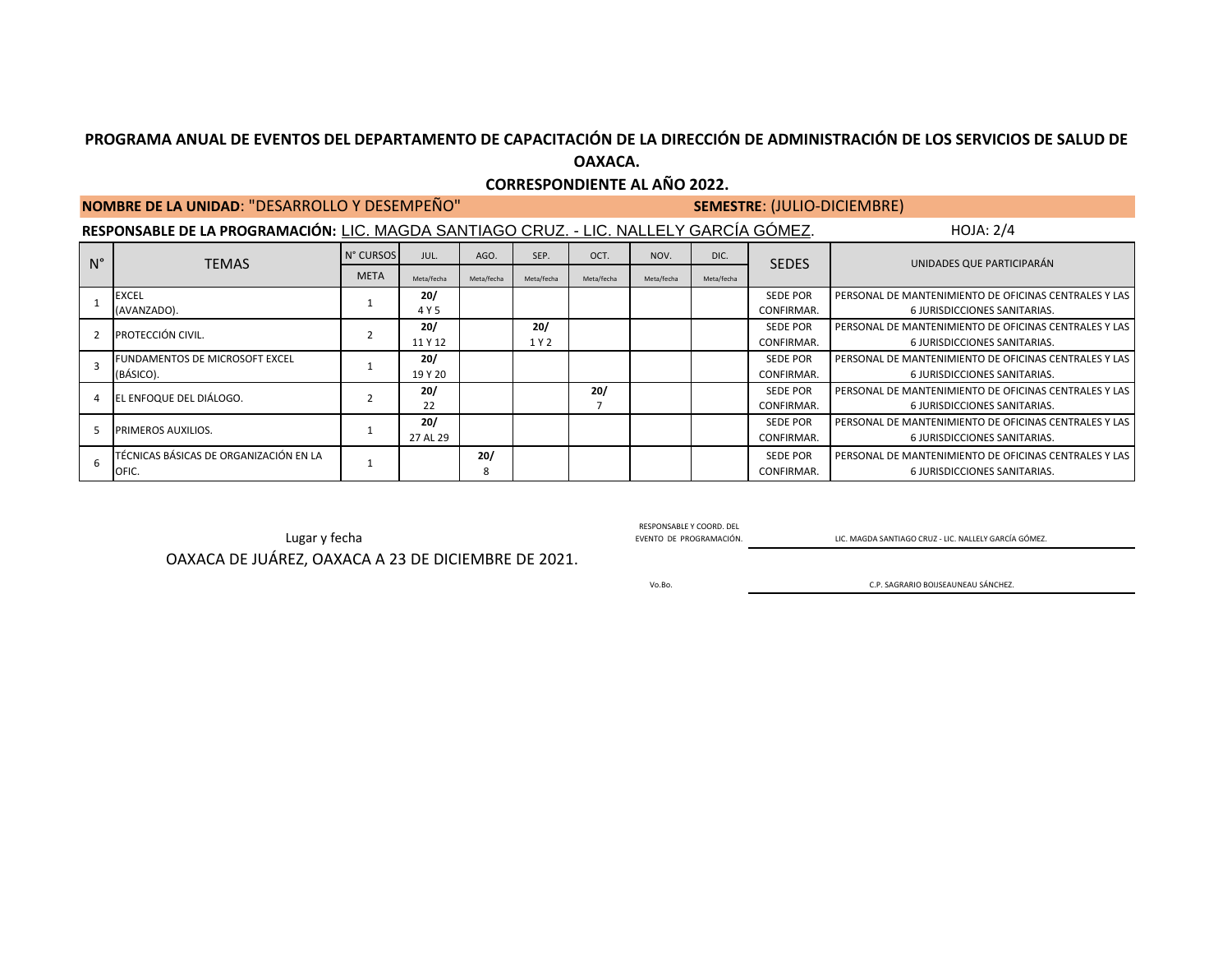**PROGRAMA ANUAL DE EVENTOS DEL DEPARTAMENTO DE CAPACITACIÓN DE LA DIRECCIÓN DE ADMINISTRACIÓN DE LOS SERVICIOS DE SALUD DE OAXACA.**

**CORRESPONDIENTE AL AÑO 2022.**

**NOMBRE DE LA UNIDAD**: "DESARROLLO Y DESEMPEÑO" **SEMESTRE**: (JULIO-DICIEMBRE)

**RESPONSABLE DE LA PROGRAMACIÓN:** LIC. MAGDA SANTIAGO CRUZ. - LIC. NALLELY GARCÍA GÓMEZ. HOJA: 2/4

| N° | TEMAS | N° CURSOS | JUL. | AGO. | SEP. | OCT. | NOV. | DIC. | SEDES | UNIDADES QUE PARTICIPARÁN |
|---|---|---|---|---|---|---|---|---|---|---|
| | | META | Meta/fecha | Meta/fecha | Meta/fecha | Meta/fecha | Meta/fecha | Meta/fecha | | |
| 1 | EXCEL (AVANZADO). | 1 | **20/** 4 Y 5 | | | | | | SEDE POR CONFIRMAR. | PERSONAL DE MANTENIMIENTO DE OFICINAS CENTRALES Y LAS 6 JURISDICCIONES SANITARIAS. |
| 2 | PROTECCIÓN CIVIL. | 2 | **20/** 11 Y 12 | | **20/** 1 Y 2 | | | | SEDE POR CONFIRMAR. | PERSONAL DE MANTENIMIENTO DE OFICINAS CENTRALES Y LAS 6 JURISDICCIONES SANITARIAS. |
| 3 | FUNDAMENTOS DE MICROSOFT EXCEL (BÁSICO). | 1 | **20/** 19 Y 20 | | | | | | SEDE POR CONFIRMAR. | PERSONAL DE MANTENIMIENTO DE OFICINAS CENTRALES Y LAS 6 JURISDICCIONES SANITARIAS. |
| 4 | EL ENFOQUE DEL DIÁLOGO. | 2 | **20/** 22 | | | **20/** 7 | | | SEDE POR CONFIRMAR. | PERSONAL DE MANTENIMIENTO DE OFICINAS CENTRALES Y LAS 6 JURISDICCIONES SANITARIAS. |
| 5 | PRIMEROS AUXILIOS. | 1 | **20/** 27 AL 29 | | | | | | SEDE POR CONFIRMAR. | PERSONAL DE MANTENIMIENTO DE OFICINAS CENTRALES Y LAS 6 JURISDICCIONES SANITARIAS. |
| 6 | TÉCNICAS BÁSICAS DE ORGANIZACIÓN EN LA OFIC. | 1 | | **20/** 8 | | | | | SEDE POR CONFIRMAR. | PERSONAL DE MANTENIMIENTO DE OFICINAS CENTRALES Y LAS 6 JURISDICCIONES SANITARIAS. |

Lugar y fecha

OAXACA DE JUÁREZ, OAXACA A 23 DE DICIEMBRE DE 2021.

RESPONSABLE Y COORD. DEL EVENTO DE PROGRAMACIÓN. LIC. MAGDA SANTIAGO CRUZ - LIC. NALLELY GARCÍA GÓMEZ.

Vo.Bo. C.P. SAGRARIO BOIJSEAUNEAU SÁNCHEZ.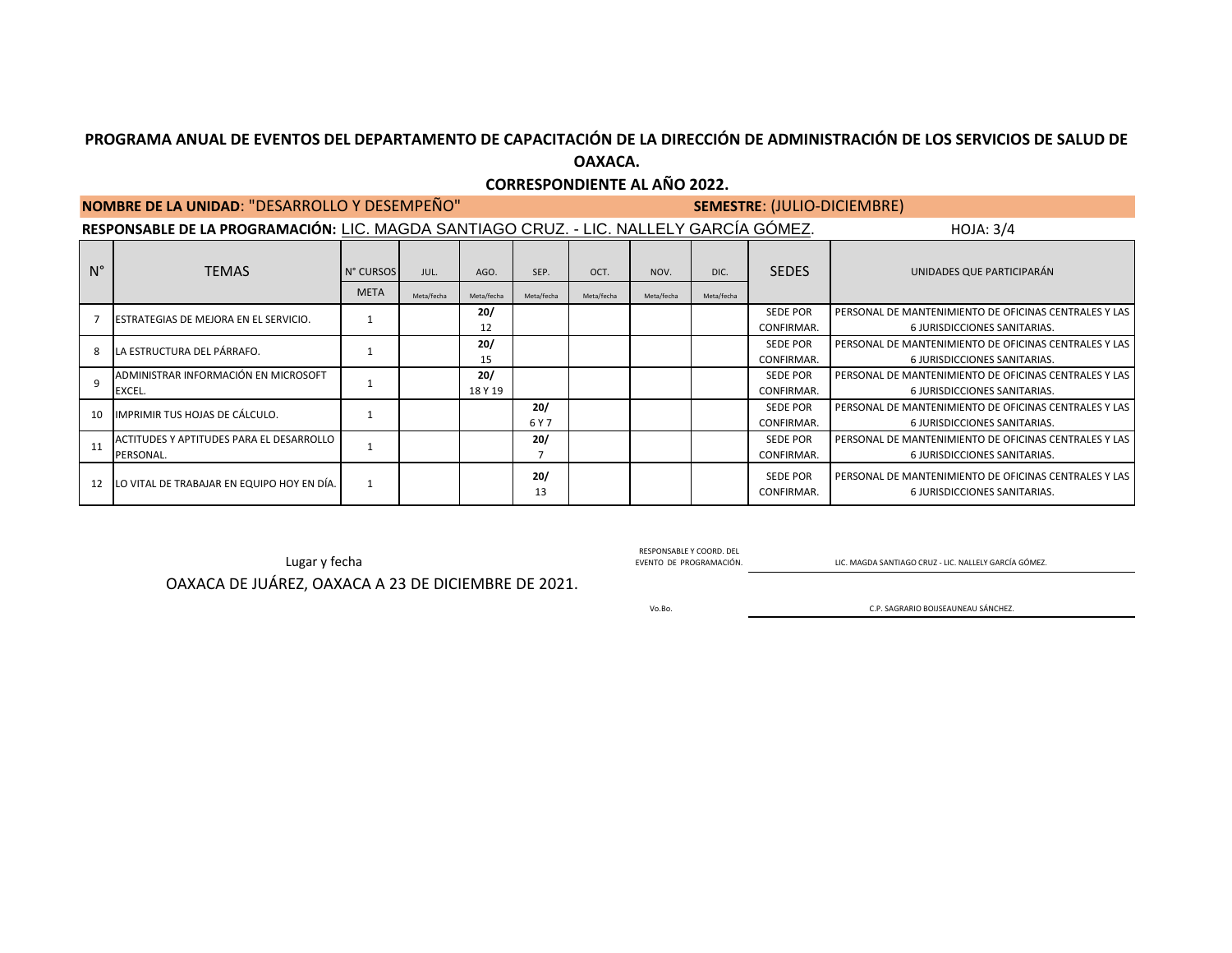**PROGRAMA ANUAL DE EVENTOS DEL DEPARTAMENTO DE CAPACITACIÓN DE LA DIRECCIÓN DE ADMINISTRACIÓN DE LOS SERVICIOS DE SALUD DE OAXACA.**

**CORRESPONDIENTE AL AÑO 2022.**

**NOMBRE DE LA UNIDAD**: "DESARROLLO Y DESEMPEÑO" **SEMESTRE**: (JULIO-DICIEMBRE)

**RESPONSABLE DE LA PROGRAMACIÓN:** LIC. MAGDA SANTIAGO CRUZ. - LIC. NALLELY GARCÍA GÓMEZ. HOJA: 3/4

| N° | TEMAS | N° CURSOS META | JUL. Meta/fecha | AGO. Meta/fecha | SEP. Meta/fecha | OCT. Meta/fecha | NOV. Meta/fecha | DIC. Meta/fecha | SEDES | UNIDADES QUE PARTICIPARÁN |
|---|---|---|---|---|---|---|---|---|---|---|
| 7 | ESTRATEGIAS DE MEJORA EN EL SERVICIO. | 1 | | **20/** 12 | | | | | SEDE POR CONFIRMAR. | PERSONAL DE MANTENIMIENTO DE OFICINAS CENTRALES Y LAS 6 JURISDICCIONES SANITARIAS. |
| 8 | LA ESTRUCTURA DEL PÁRRAFO. | 1 | | **20/** 15 | | | | | SEDE POR CONFIRMAR. | PERSONAL DE MANTENIMIENTO DE OFICINAS CENTRALES Y LAS 6 JURISDICCIONES SANITARIAS. |
| 9 | ADMINISTRAR INFORMACIÓN EN MICROSOFT EXCEL. | 1 | | **20/** 18 Y 19 | | | | | SEDE POR CONFIRMAR. | PERSONAL DE MANTENIMIENTO DE OFICINAS CENTRALES Y LAS 6 JURISDICCIONES SANITARIAS. |
| 10 | IMPRIMIR TUS HOJAS DE CÁLCULO. | 1 | | | **20/** 6 Y 7 | | | | SEDE POR CONFIRMAR. | PERSONAL DE MANTENIMIENTO DE OFICINAS CENTRALES Y LAS 6 JURISDICCIONES SANITARIAS. |
| 11 | ACTITUDES Y APTITUDES PARA EL DESARROLLO PERSONAL. | 1 | | | **20/** 7 | | | | SEDE POR CONFIRMAR. | PERSONAL DE MANTENIMIENTO DE OFICINAS CENTRALES Y LAS 6 JURISDICCIONES SANITARIAS. |
| 12 | LO VITAL DE TRABAJAR EN EQUIPO HOY EN DÍA. | 1 | | | **20/** 13 | | | | SEDE POR CONFIRMAR. | PERSONAL DE MANTENIMIENTO DE OFICINAS CENTRALES Y LAS 6 JURISDICCIONES SANITARIAS. |

Lugar y fecha

OAXACA DE JUÁREZ, OAXACA A 23 DE DICIEMBRE DE 2021.

RESPONSABLE Y COORD. DEL EVENTO DE PROGRAMACIÓN. LIC. MAGDA SANTIAGO CRUZ - LIC. NALLELY GARCÍA GÓMEZ.

Vo.Bo. C.P. SAGRARIO BOIJSEAUNEAU SÁNCHEZ.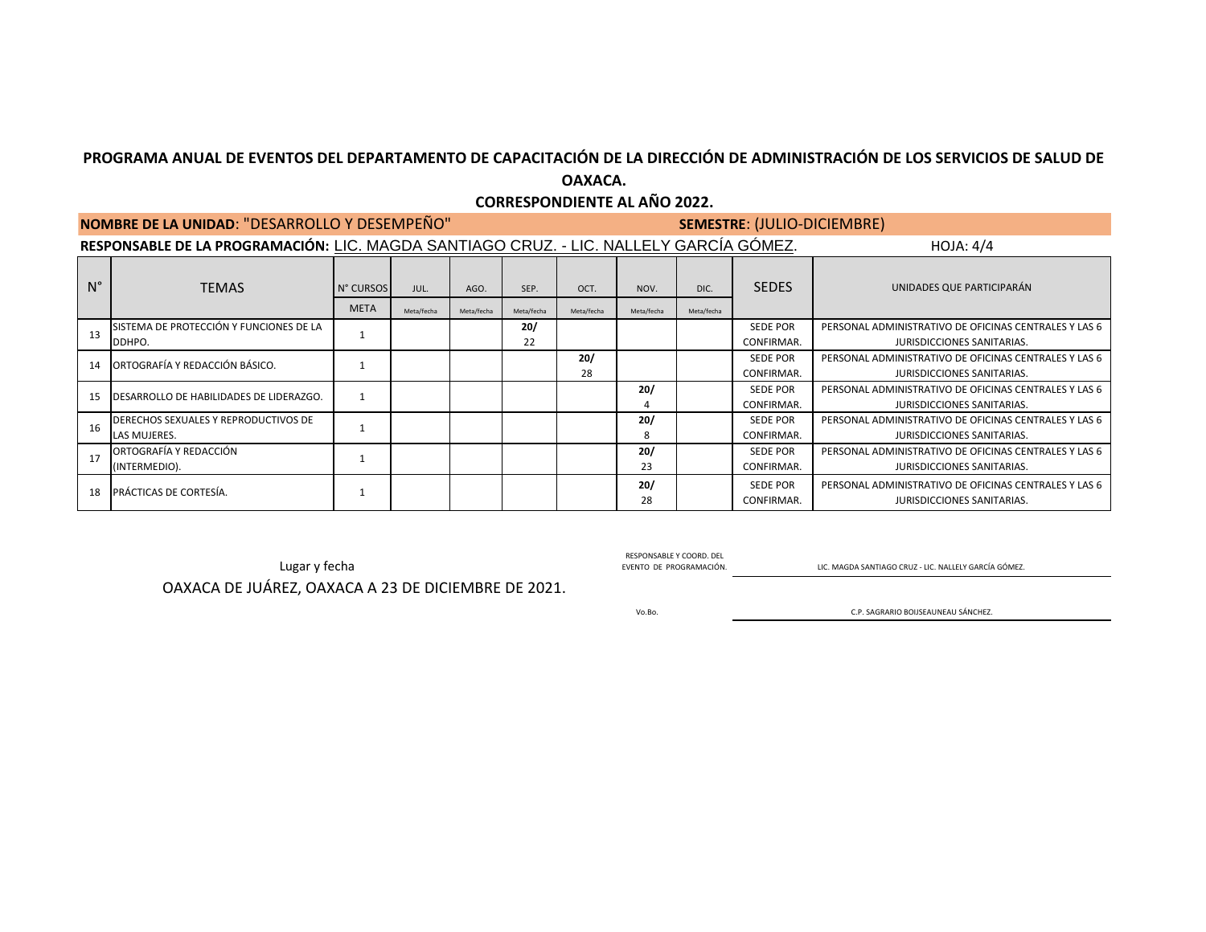**PROGRAMA ANUAL DE EVENTOS DEL DEPARTAMENTO DE CAPACITACIÓN DE LA DIRECCIÓN DE ADMINISTRACIÓN DE LOS SERVICIOS DE SALUD DE OAXACA.**

**CORRESPONDIENTE AL AÑO 2022.**

**NOMBRE DE LA UNIDAD**: "DESARROLLO Y DESEMPEÑO" **SEMESTRE**: (JULIO-DICIEMBRE)

**RESPONSABLE DE LA PROGRAMACIÓN:** LIC. MAGDA SANTIAGO CRUZ. - LIC. NALLELY GARCÍA GÓMEZ. HOJA: 4/4

| N° | TEMAS | N° CURSOS | JUL. | AGO. | SEP. | OCT. | NOV. | DIC. | SEDES | UNIDADES QUE PARTICIPARÁN |
|---|---|---|---|---|---|---|---|---|---|---|
| | | META | Meta/fecha | Meta/fecha | Meta/fecha | Meta/fecha | Meta/fecha | Meta/fecha | | |
| 13 | SISTEMA DE PROTECCIÓN Y FUNCIONES DE LA DDHPO. | 1 | | | **20/** 22 | | | | SEDE POR CONFIRMAR. | PERSONAL ADMINISTRATIVO DE OFICINAS CENTRALES Y LAS 6 JURISDICCIONES SANITARIAS. |
| 14 | ORTOGRAFÍA Y REDACCIÓN BÁSICO. | 1 | | | | **20/** 28 | | | SEDE POR CONFIRMAR. | PERSONAL ADMINISTRATIVO DE OFICINAS CENTRALES Y LAS 6 JURISDICCIONES SANITARIAS. |
| 15 | DESARROLLO DE HABILIDADES DE LIDERAZGO. | 1 | | | | | **20/** 4 | | SEDE POR CONFIRMAR. | PERSONAL ADMINISTRATIVO DE OFICINAS CENTRALES Y LAS 6 JURISDICCIONES SANITARIAS. |
| 16 | DERECHOS SEXUALES Y REPRODUCTIVOS DE LAS MUJERES. | 1 | | | | | **20/** 8 | | SEDE POR CONFIRMAR. | PERSONAL ADMINISTRATIVO DE OFICINAS CENTRALES Y LAS 6 JURISDICCIONES SANITARIAS. |
| 17 | ORTOGRAFÍA Y REDACCIÓN (INTERMEDIO). | 1 | | | | | **20/** 23 | | SEDE POR CONFIRMAR. | PERSONAL ADMINISTRATIVO DE OFICINAS CENTRALES Y LAS 6 JURISDICCIONES SANITARIAS. |
| 18 | PRÁCTICAS DE CORTESÍA. | 1 | | | | | **20/** 28 | | SEDE POR CONFIRMAR. | PERSONAL ADMINISTRATIVO DE OFICINAS CENTRALES Y LAS 6 JURISDICCIONES SANITARIAS. |

Lugar y fecha

OAXACA DE JUÁREZ, OAXACA A 23 DE DICIEMBRE DE 2021.

RESPONSABLE Y COORD. DEL EVENTO DE PROGRAMACIÓN. LIC. MAGDA SANTIAGO CRUZ - LIC. NALLELY GARCÍA GÓMEZ.

Vo.Bo. C.P. SAGRARIO BOIJSEAUNEAU SÁNCHEZ.